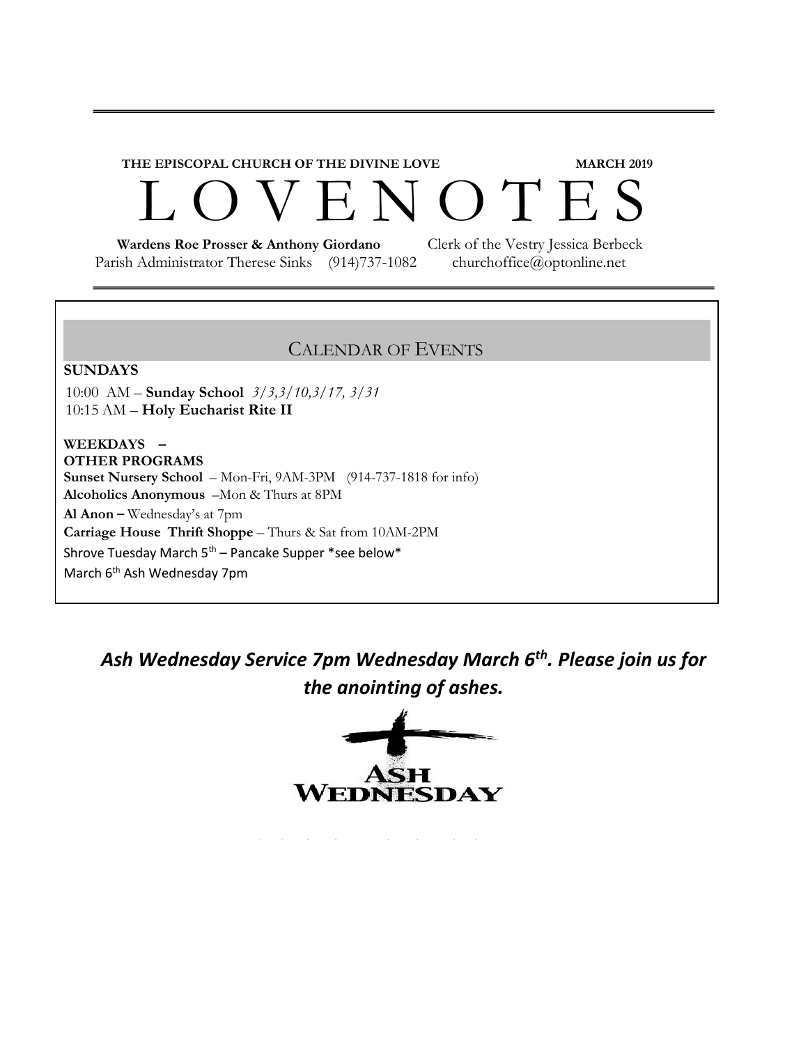**THE EPISCOPAL CHURCH OF THE DIVINE LOVE** **MARCH 2019**

# L O V E N O T E S

**Wardens Roe Prosser & Anthony Giordano** Clerk of the Vestry Jessica Berbeck
Parish Administrator Therese Sinks (914)737-1082 churchoffice@optonline.net

## CALENDAR OF EVENTS

**SUNDAYS**

10:00 AM – **Sunday School** *3/3,3/10,3/17, 3/31*
10:15 AM – **Holy Eucharist Rite II**

**WEEKDAYS –**
**OTHER PROGRAMS**

**Sunset Nursery School** – Mon-Fri, 9AM-3PM (914-737-1818 for info)
**Alcoholics Anonymous** –Mon & Thurs at 8PM
**Al Anon –** Wednesday's at 7pm
**Carriage House Thrift Shoppe** – Thurs & Sat from 10AM-2PM
Shrove Tuesday March 5th – Pancake Supper *see below*
March 6th Ash Wednesday 7pm

***Ash Wednesday Service 7pm Wednesday March 6th. Please join us for the anointing of ashes.***

ASH WEDNESDAY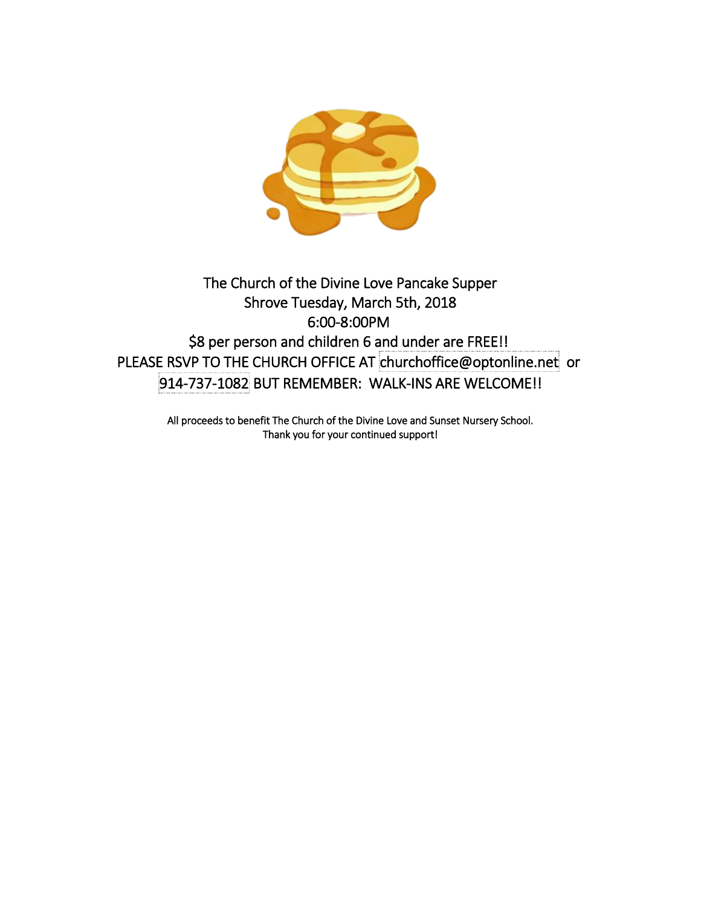The Church of the Divine Love Pancake Supper
Shrove Tuesday, March 5th, 2018
6:00-8:00PM
$8 per person and children 6 and under are FREE!!
PLEASE RSVP TO THE CHURCH OFFICE AT churchoffice@optonline.net or 914-737-1082 BUT REMEMBER: WALK-INS ARE WELCOME!!

All proceeds to benefit The Church of the Divine Love and Sunset Nursery School.
Thank you for your continued support!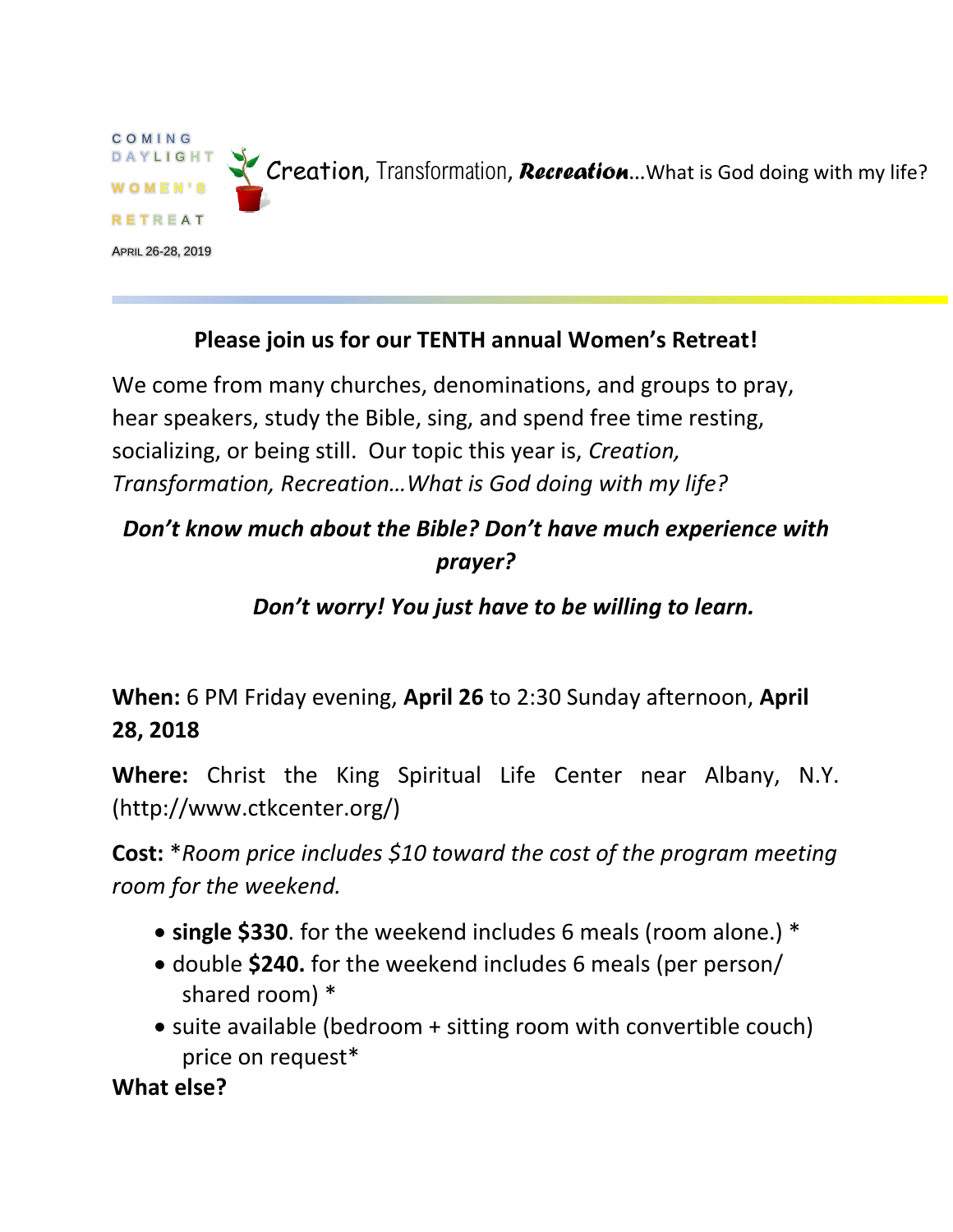COMING DAYLIGHT WOMEN'S RETREAT

APRIL 26-28, 2019

Creation, Transformation, ***Recreation***...What is God doing with my life?

---

## Please join us for our TENTH annual Women's Retreat!

We come from many churches, denominations, and groups to pray, hear speakers, study the Bible, sing, and spend free time resting, socializing, or being still. Our topic this year is, *Creation, Transformation, Recreation…What is God doing with my life?*

***Don't know much about the Bible? Don't have much experience with prayer?***

***Don't worry! You just have to be willing to learn.***

**When:** 6 PM Friday evening, **April 26** to 2:30 Sunday afternoon, **April 28, 2018**

**Where:** Christ the King Spiritual Life Center near Albany, N.Y. (http://www.ctkcenter.org/)

**Cost:** **Room price includes $10 toward the cost of the program meeting room for the weekend.*

- **single $330**. for the weekend includes 6 meals (room alone.) *
- double **$240.** for the weekend includes 6 meals (per person/ shared room) *
- suite available (bedroom + sitting room with convertible couch) price on request*

**What else?**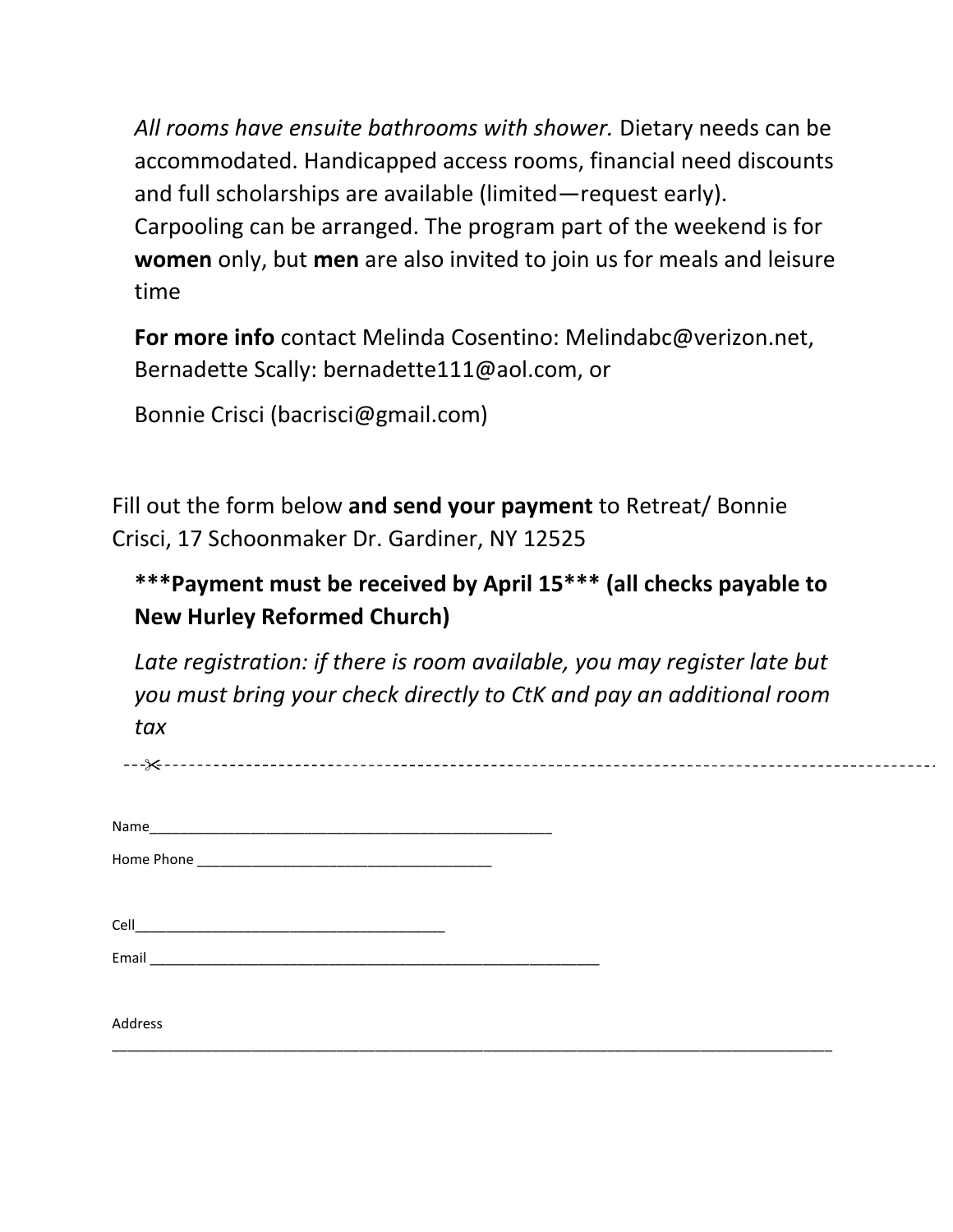*All rooms have ensuite bathrooms with shower.* Dietary needs can be accommodated. Handicapped access rooms, financial need discounts and full scholarships are available (limited—request early). Carpooling can be arranged. The program part of the weekend is for **women** only, but **men** are also invited to join us for meals and leisure time

**For more info** contact Melinda Cosentino: Melindabc@verizon.net, Bernadette Scally: bernadette111@aol.com, or

Bonnie Crisci (bacrisci@gmail.com)

Fill out the form below **and send your payment** to Retreat/ Bonnie Crisci, 17 Schoonmaker Dr. Gardiner, NY 12525

**\*\*\*Payment must be received by April 15\*\*\* (all checks payable to New Hurley Reformed Church)**

*Late registration: if there is room available, you may register late but you must bring your check directly to CtK and pay an additional room tax*

--✂-------------------------------------------------------------------------------------------

Name___________________________________________________

Home Phone _____________________________________

Cell________________________________________

Email ___________________________________________________________

Address
_____________________________________________________________________________________________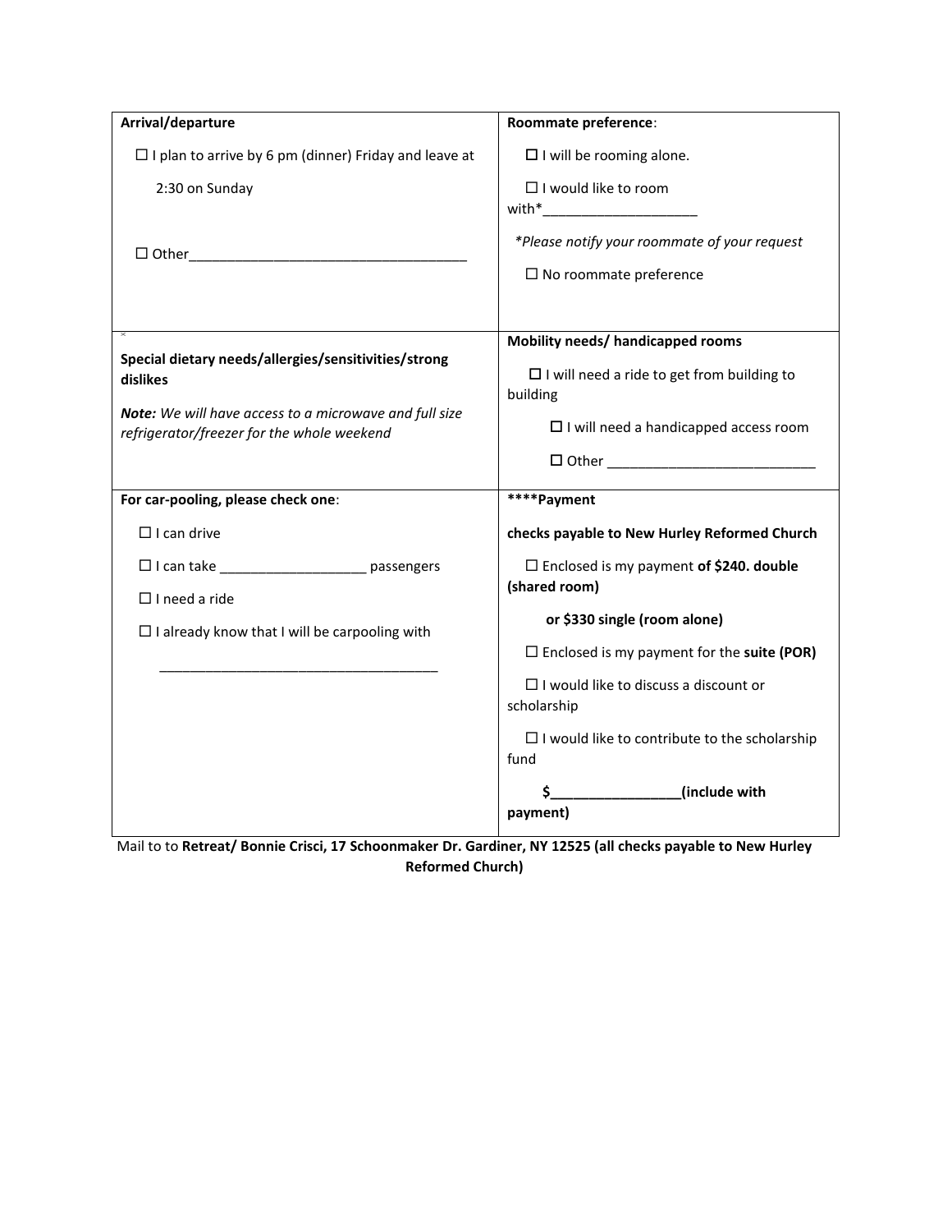| **Arrival/departure**<br><br>☐ I plan to arrive by 6 pm (dinner) Friday and leave at 2:30 on Sunday<br><br>☐ Other____________________________________ | **Roommate preference**:<br><br>☐ I will be rooming alone.<br><br>☐ I would like to room with*____________________<br><br>*\*Please notify your roommate of your request*<br><br>☐ No roommate preference |
|---|---|
| **Special dietary needs/allergies/sensitivities/strong dislikes**<br><br>***Note:*** *We will have access to a microwave and full size refrigerator/freezer for the whole weekend* | **Mobility needs/ handicapped rooms**<br><br>☐ I will need a ride to get from building to building<br><br>☐ I will need a handicapped access room<br><br>☐ Other ___________________________ |
| **For car-pooling, please check one**:<br><br>☐ I can drive<br><br>☐ I can take ___________________ passengers<br><br>☐ I need a ride<br><br>☐ I already know that I will be carpooling with<br><br>____________________________________ | **\*\*\*\*Payment**<br><br>**checks payable to New Hurley Reformed Church**<br><br>☐ Enclosed is my payment **of $240. double (shared room)**<br><br>**or $330 single (room alone)**<br><br>☐ Enclosed is my payment for the **suite (POR)**<br><br>☐ I would like to discuss a discount or scholarship<br><br>☐ I would like to contribute to the scholarship fund<br><br>**$_________________(include with payment)** |

Mail to to **Retreat/ Bonnie Crisci, 17 Schoonmaker Dr. Gardiner, NY 12525 (all checks payable to New Hurley Reformed Church)**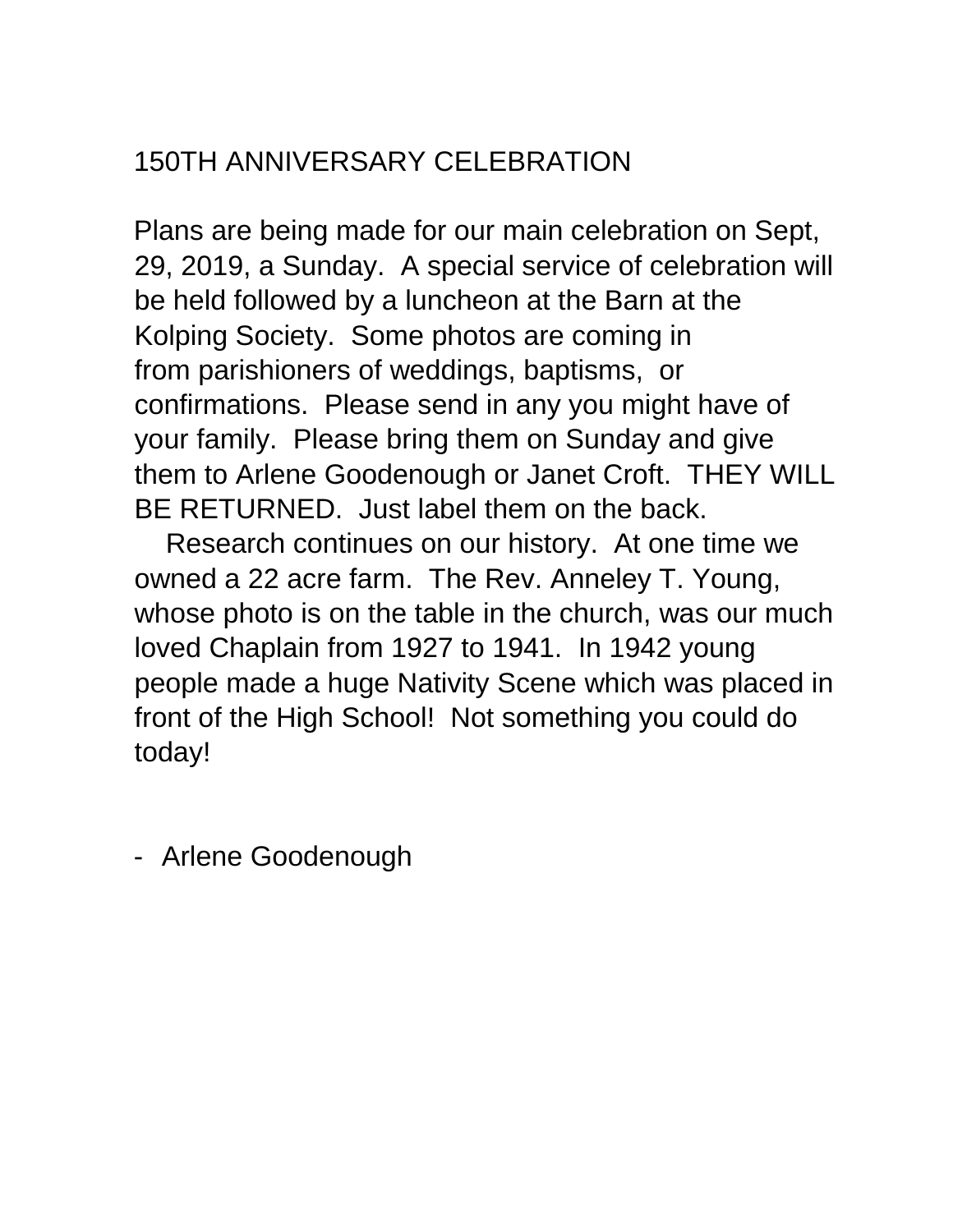# 150TH ANNIVERSARY CELEBRATION

Plans are being made for our main celebration on Sept, 29, 2019, a Sunday.  A special service of celebration will be held followed by a luncheon at the Barn at the Kolping Society.  Some photos are coming in from parishioners of weddings, baptisms,  or confirmations.  Please send in any you might have of your family.  Please bring them on Sunday and give them to Arlene Goodenough or Janet Croft.  THEY WILL BE RETURNED.  Just label them on the back.

Research continues on our history.  At one time we owned a 22 acre farm.  The Rev. Anneley T. Young, whose photo is on the table in the church, was our much loved Chaplain from 1927 to 1941.  In 1942 young people made a huge Nativity Scene which was placed in front of the High School!  Not something you could do today!

- Arlene Goodenough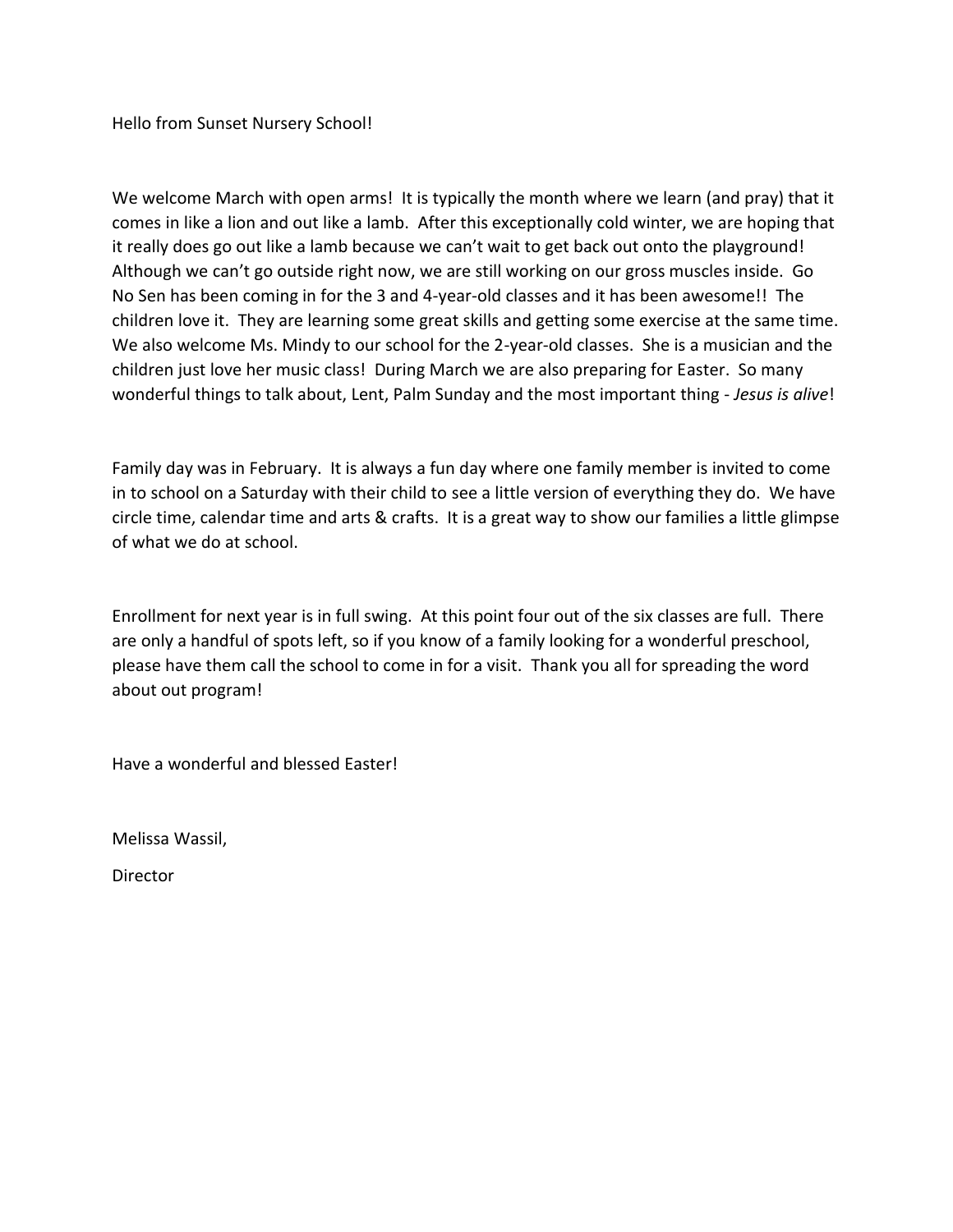Hello from Sunset Nursery School!

We welcome March with open arms! It is typically the month where we learn (and pray) that it comes in like a lion and out like a lamb. After this exceptionally cold winter, we are hoping that it really does go out like a lamb because we can't wait to get back out onto the playground! Although we can't go outside right now, we are still working on our gross muscles inside. Go No Sen has been coming in for the 3 and 4-year-old classes and it has been awesome!! The children love it. They are learning some great skills and getting some exercise at the same time. We also welcome Ms. Mindy to our school for the 2-year-old classes. She is a musician and the children just love her music class! During March we are also preparing for Easter. So many wonderful things to talk about, Lent, Palm Sunday and the most important thing - *Jesus is alive*!

Family day was in February. It is always a fun day where one family member is invited to come in to school on a Saturday with their child to see a little version of everything they do. We have circle time, calendar time and arts & crafts. It is a great way to show our families a little glimpse of what we do at school.

Enrollment for next year is in full swing. At this point four out of the six classes are full. There are only a handful of spots left, so if you know of a family looking for a wonderful preschool, please have them call the school to come in for a visit. Thank you all for spreading the word about out program!

Have a wonderful and blessed Easter!

Melissa Wassil,

Director